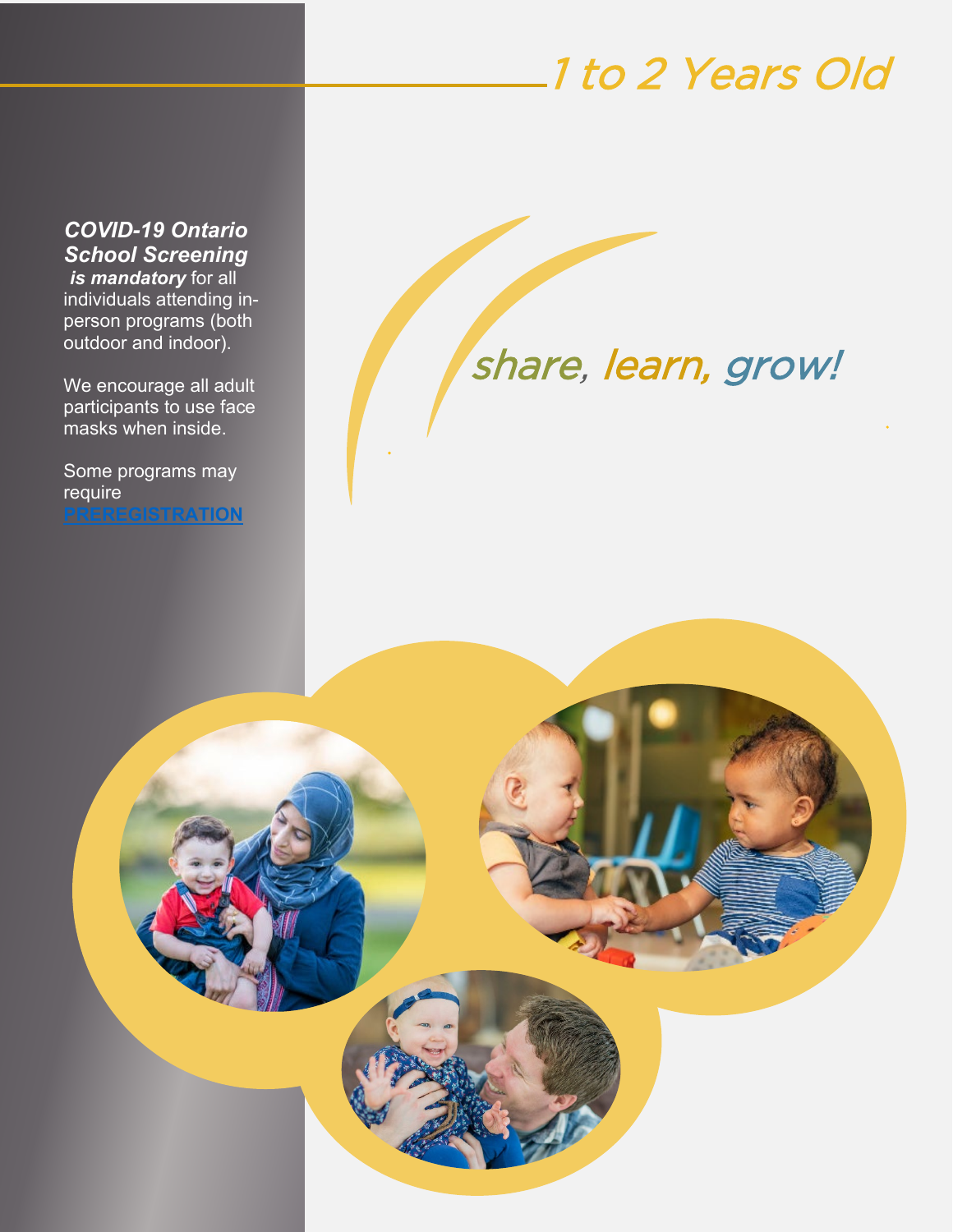# 1 to 2 Years Old

***COVID-19 Ontario School Screening is mandatory*** for all individuals attending in-person programs (both outdoor and indoor).

We encourage all adult participants to use face masks when inside.

Some programs may require **PREREGISTRATION**

*share, learn, grow!*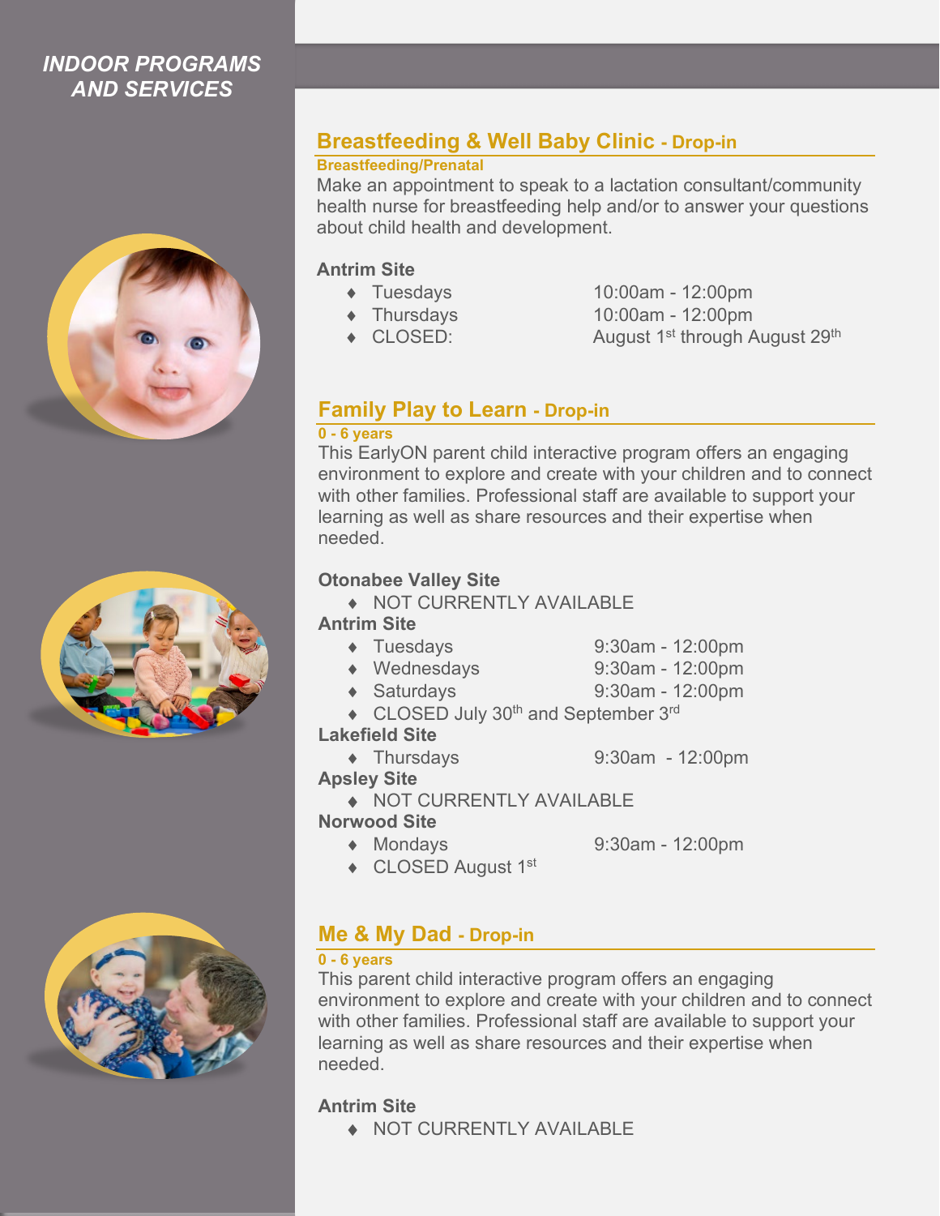*INDOOR PROGRAMS AND SERVICES*

## Breastfeeding & Well Baby Clinic - Drop-in

**Breastfeeding/Prenatal**

Make an appointment to speak to a lactation consultant/community health nurse for breastfeeding help and/or to answer your questions about child health and development.

**Antrim Site**

- Tuesdays 10:00am - 12:00pm
- Thursdays 10:00am - 12:00pm
- CLOSED: August 1st through August 29th

## Family Play to Learn - Drop-in

**0 - 6 years**

This EarlyON parent child interactive program offers an engaging environment to explore and create with your children and to connect with other families. Professional staff are available to support your learning as well as share resources and their expertise when needed.

**Otonabee Valley Site**

- NOT CURRENTLY AVAILABLE

**Antrim Site**

- Tuesdays 9:30am - 12:00pm
- Wednesdays 9:30am - 12:00pm
- Saturdays 9:30am - 12:00pm
- CLOSED July 30th and September 3rd

**Lakefield Site**

- Thursdays 9:30am - 12:00pm

**Apsley Site**

- NOT CURRENTLY AVAILABLE

**Norwood Site**

- Mondays 9:30am - 12:00pm
- CLOSED August 1st

## Me & My Dad - Drop-in

**0 - 6 years**

This parent child interactive program offers an engaging environment to explore and create with your children and to connect with other families. Professional staff are available to support your learning as well as share resources and their expertise when needed.

**Antrim Site**

- NOT CURRENTLY AVAILABLE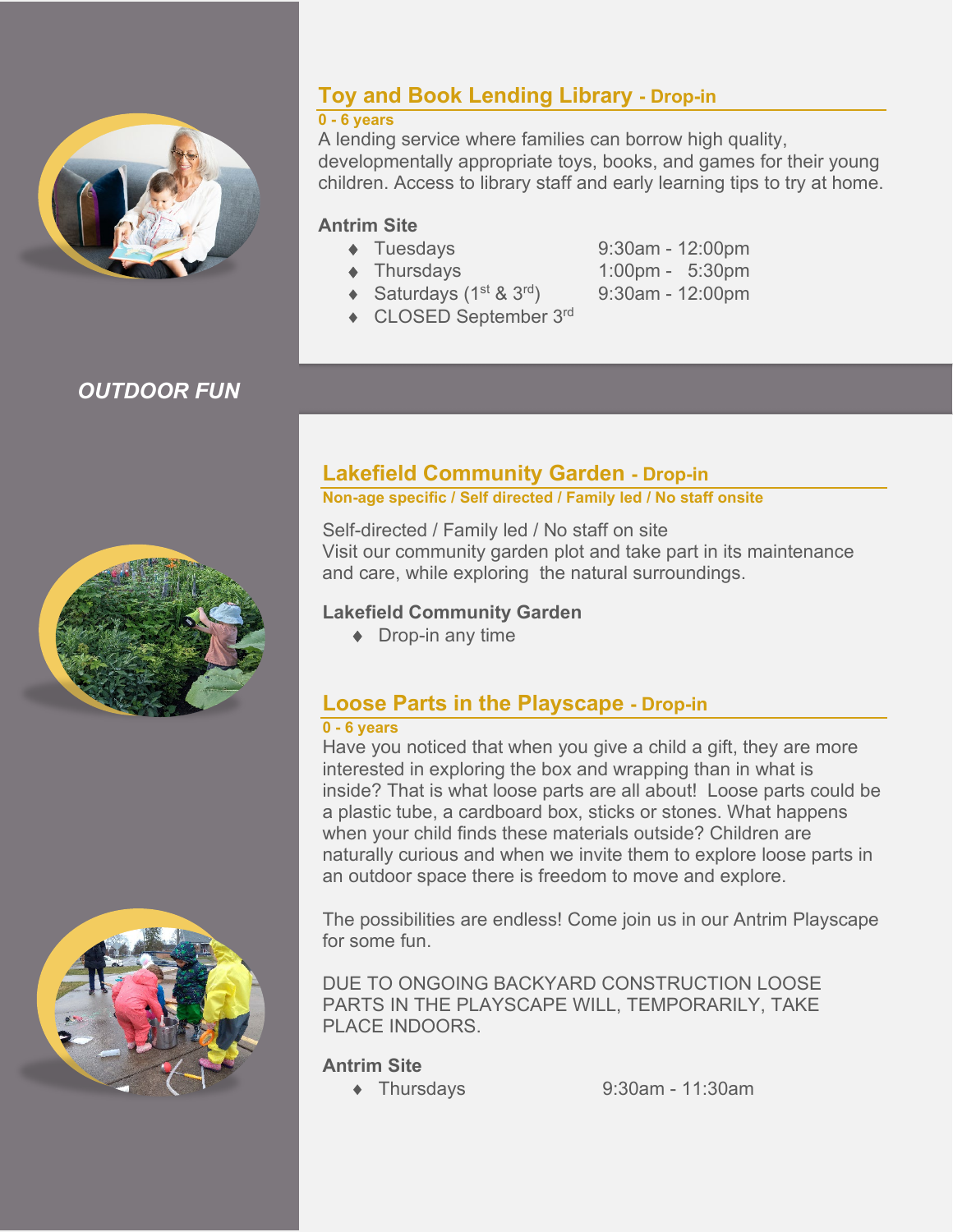## Toy and Book Lending Library - Drop-in

**0 - 6 years**

A lending service where families can borrow high quality, developmentally appropriate toys, books, and games for their young children. Access to library staff and early learning tips to try at home.

**Antrim Site**

- Tuesdays 9:30am - 12:00pm
- Thursdays 1:00pm - 5:30pm
- Saturdays (1st & 3rd) 9:30am - 12:00pm
- CLOSED September 3rd

# *OUTDOOR FUN*

## Lakefield Community Garden - Drop-in

**Non-age specific / Self directed / Family led / No staff onsite**

Self-directed / Family led / No staff on site
Visit our community garden plot and take part in its maintenance and care, while exploring the natural surroundings.

**Lakefield Community Garden**

- Drop-in any time

## Loose Parts in the Playscape - Drop-in

**0 - 6 years**

Have you noticed that when you give a child a gift, they are more interested in exploring the box and wrapping than in what is inside? That is what loose parts are all about! Loose parts could be a plastic tube, a cardboard box, sticks or stones. What happens when your child finds these materials outside? Children are naturally curious and when we invite them to explore loose parts in an outdoor space there is freedom to move and explore.

The possibilities are endless! Come join us in our Antrim Playscape for some fun.

DUE TO ONGOING BACKYARD CONSTRUCTION LOOSE PARTS IN THE PLAYSCAPE WILL, TEMPORARILY, TAKE PLACE INDOORS.

**Antrim Site**

- Thursdays 9:30am - 11:30am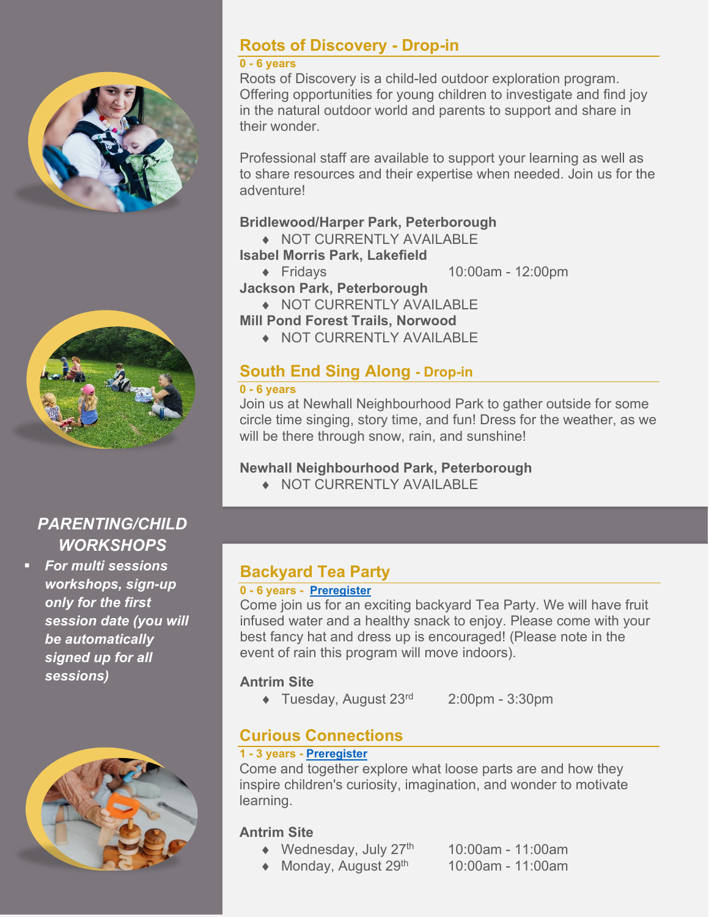## Roots of Discovery - Drop-in

**0 - 6 years**

Roots of Discovery is a child-led outdoor exploration program. Offering opportunities for young children to investigate and find joy in the natural outdoor world and parents to support and share in their wonder.

Professional staff are available to support your learning as well as to share resources and their expertise when needed. Join us for the adventure!

**Bridlewood/Harper Park, Peterborough**

- NOT CURRENTLY AVAILABLE

**Isabel Morris Park, Lakefield**

- Fridays 10:00am - 12:00pm

**Jackson Park, Peterborough**

- NOT CURRENTLY AVAILABLE

**Mill Pond Forest Trails, Norwood**

- NOT CURRENTLY AVAILABLE

## South End Sing Along - Drop-in

**0 - 6 years**

Join us at Newhall Neighbourhood Park to gather outside for some circle time singing, story time, and fun! Dress for the weather, as we will be there through snow, rain, and sunshine!

**Newhall Neighbourhood Park, Peterborough**

- NOT CURRENTLY AVAILABLE

# *PARENTING/CHILD WORKSHOPS*

- ***For multi sessions workshops, sign-up only for the first session date (you will be automatically signed up for all sessions)***

## Backyard Tea Party

**0 - 6 years - Preregister**

Come join us for an exciting backyard Tea Party. We will have fruit infused water and a healthy snack to enjoy. Please come with your best fancy hat and dress up is encouraged! (Please note in the event of rain this program will move indoors).

**Antrim Site**

- Tuesday, August 23rd 2:00pm - 3:30pm

## Curious Connections

**1 - 3 years - Preregister**

Come and together explore what loose parts are and how they inspire children's curiosity, imagination, and wonder to motivate learning.

**Antrim Site**

- Wednesday, July 27th 10:00am - 11:00am
- Monday, August 29th 10:00am - 11:00am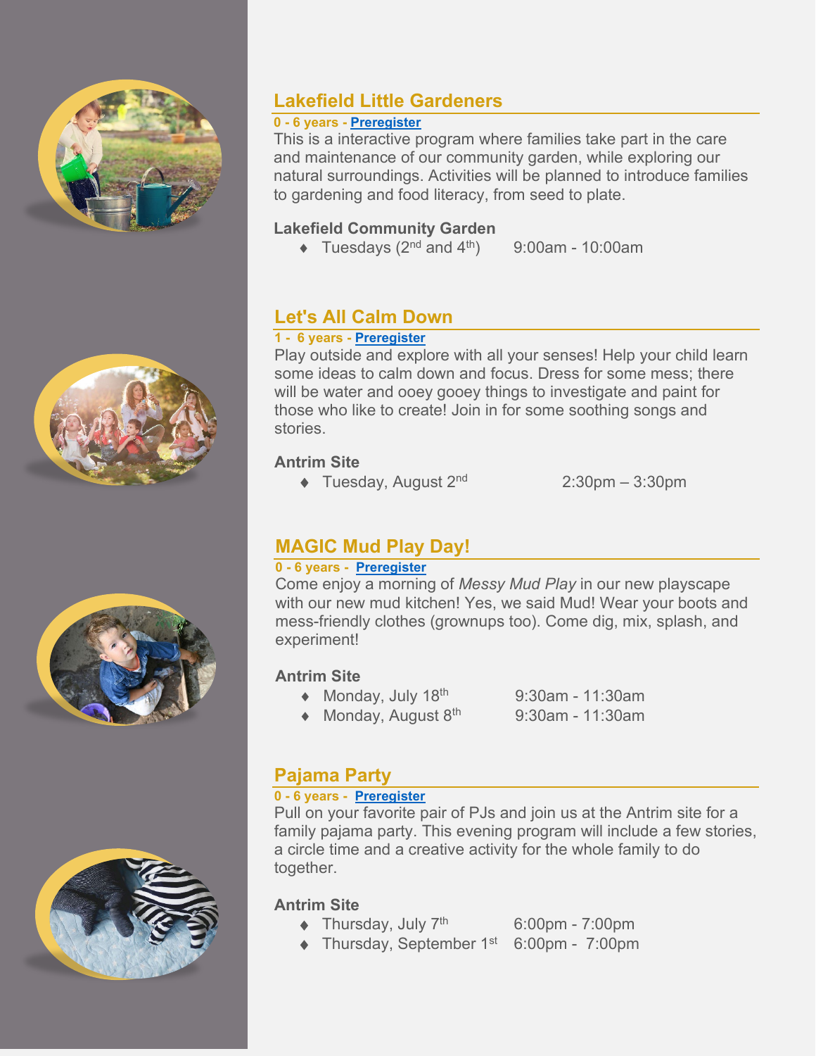## Lakefield Little Gardeners

**0 - 6 years - Preregister**

This is a interactive program where families take part in the care and maintenance of our community garden, while exploring our natural surroundings. Activities will be planned to introduce families to gardening and food literacy, from seed to plate.

**Lakefield Community Garden**

- Tuesdays (2nd and 4th) 9:00am - 10:00am

## Let's All Calm Down

**1 - 6 years - Preregister**

Play outside and explore with all your senses! Help your child learn some ideas to calm down and focus. Dress for some mess; there will be water and ooey gooey things to investigate and paint for those who like to create! Join in for some soothing songs and stories.

**Antrim Site**

- Tuesday, August 2nd 2:30pm – 3:30pm

## MAGIC Mud Play Day!

**0 - 6 years - Preregister**

Come enjoy a morning of *Messy Mud Play* in our new playscape with our new mud kitchen! Yes, we said Mud! Wear your boots and mess-friendly clothes (grownups too). Come dig, mix, splash, and experiment!

**Antrim Site**

- Monday, July 18th 9:30am - 11:30am
- Monday, August 8th 9:30am - 11:30am

## Pajama Party

**0 - 6 years - Preregister**

Pull on your favorite pair of PJs and join us at the Antrim site for a family pajama party. This evening program will include a few stories, a circle time and a creative activity for the whole family to do together.

**Antrim Site**

- Thursday, July 7th 6:00pm - 7:00pm
- Thursday, September 1st 6:00pm - 7:00pm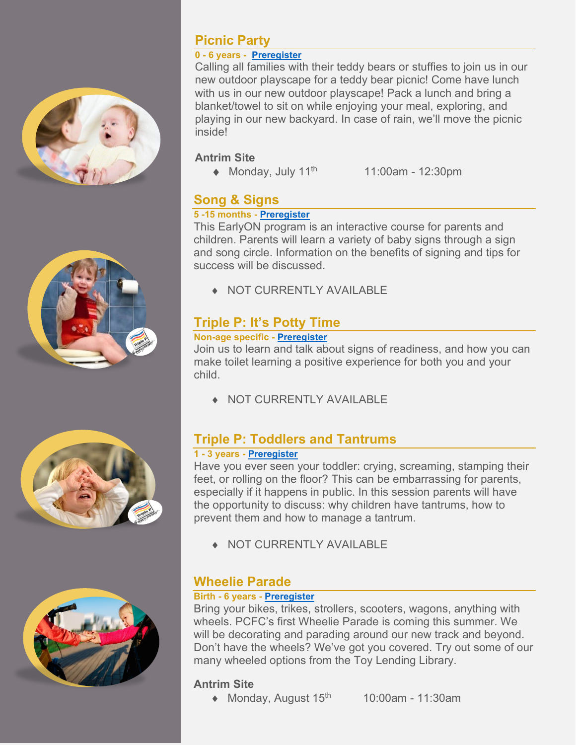## Picnic Party

**0 - 6 years - Preregister**

Calling all families with their teddy bears or stuffies to join us in our new outdoor playscape for a teddy bear picnic! Come have lunch with us in our new outdoor playscape! Pack a lunch and bring a blanket/towel to sit on while enjoying your meal, exploring, and playing in our new backyard. In case of rain, we'll move the picnic inside!

**Antrim Site**

- Monday, July 11th 11:00am - 12:30pm

## Song & Signs

**5 -15 months - Preregister**

This EarlyON program is an interactive course for parents and children. Parents will learn a variety of baby signs through a sign and song circle. Information on the benefits of signing and tips for success will be discussed.

- NOT CURRENTLY AVAILABLE

## Triple P: It's Potty Time

**Non-age specific - Preregister**

Join us to learn and talk about signs of readiness, and how you can make toilet learning a positive experience for both you and your child.

- NOT CURRENTLY AVAILABLE

## Triple P: Toddlers and Tantrums

**1 - 3 years - Preregister**

Have you ever seen your toddler: crying, screaming, stamping their feet, or rolling on the floor? This can be embarrassing for parents, especially if it happens in public. In this session parents will have the opportunity to discuss: why children have tantrums, how to prevent them and how to manage a tantrum.

- NOT CURRENTLY AVAILABLE

## Wheelie Parade

**Birth - 6 years - Preregister**

Bring your bikes, trikes, strollers, scooters, wagons, anything with wheels. PCFC's first Wheelie Parade is coming this summer. We will be decorating and parading around our new track and beyond. Don't have the wheels? We've got you covered. Try out some of our many wheeled options from the Toy Lending Library.

**Antrim Site**

- Monday, August 15th 10:00am - 11:30am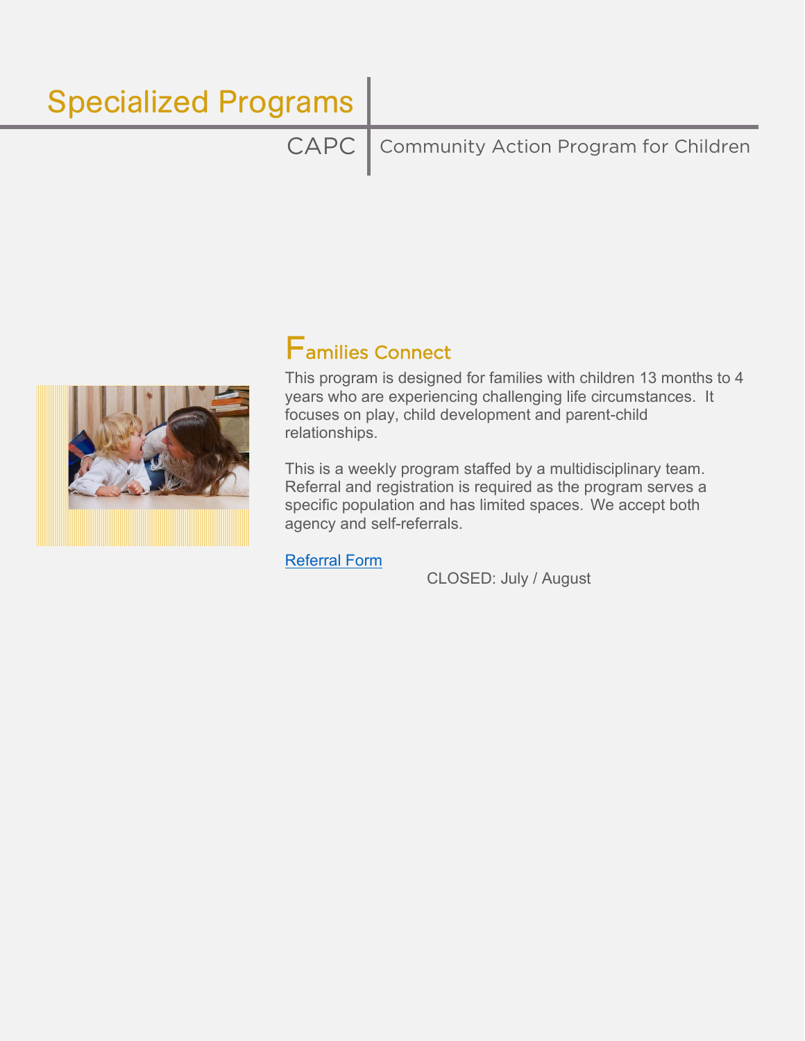# Specialized Programs

CAPC | Community Action Program for Children

## Families Connect

This program is designed for families with children 13 months to 4 years who are experiencing challenging life circumstances. It focuses on play, child development and parent-child relationships.

This is a weekly program staffed by a multidisciplinary team. Referral and registration is required as the program serves a specific population and has limited spaces. We accept both agency and self-referrals.

Referral Form

CLOSED: July / August